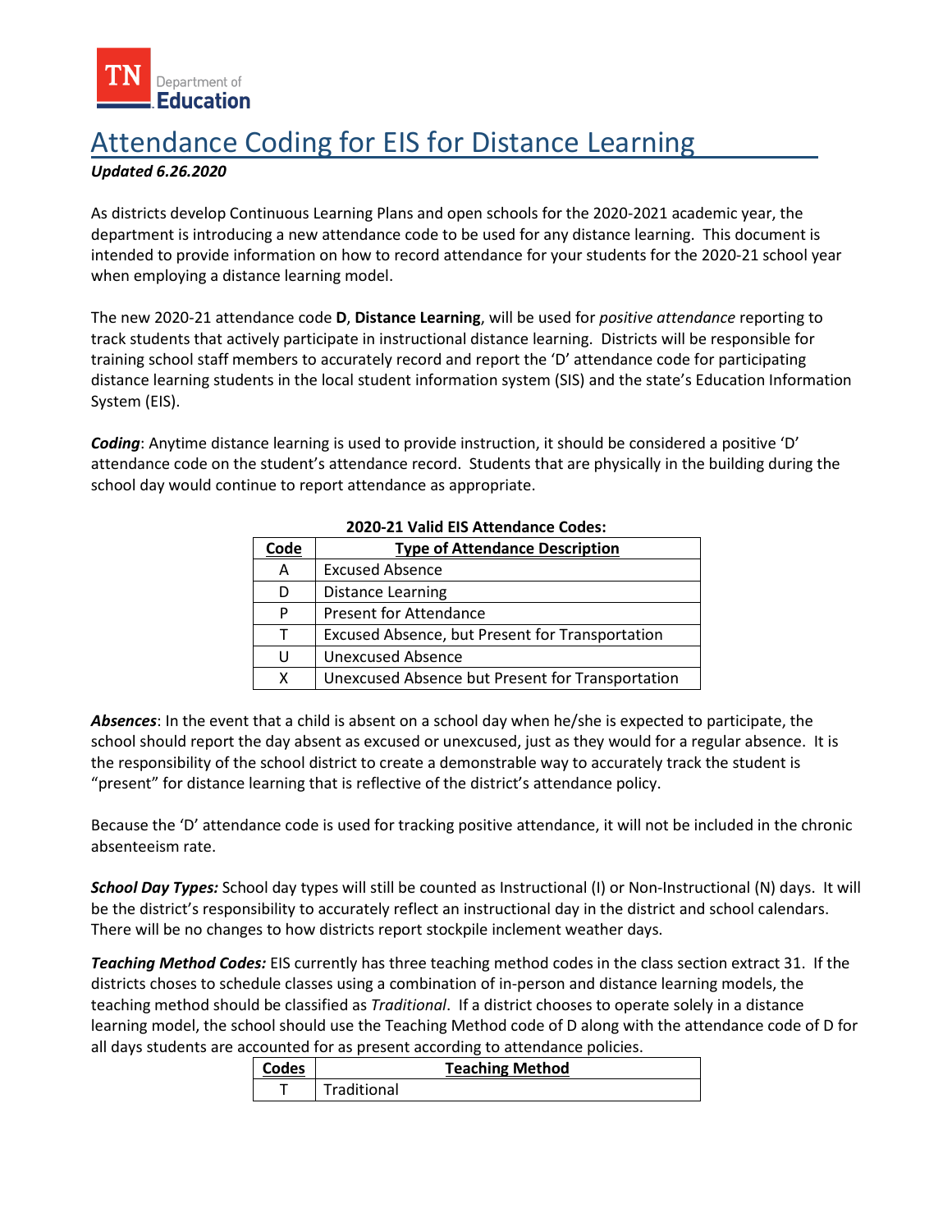# Attendance Coding for EIS for Distance Learning

***Updated 6.26.2020***

As districts develop Continuous Learning Plans and open schools for the 2020-2021 academic year, the department is introducing a new attendance code to be used for any distance learning. This document is intended to provide information on how to record attendance for your students for the 2020-21 school year when employing a distance learning model.

The new 2020-21 attendance code **D**, **Distance Learning**, will be used for *positive attendance* reporting to track students that actively participate in instructional distance learning. Districts will be responsible for training school staff members to accurately record and report the 'D' attendance code for participating distance learning students in the local student information system (SIS) and the state's Education Information System (EIS).

***Coding***: Anytime distance learning is used to provide instruction, it should be considered a positive 'D' attendance code on the student's attendance record. Students that are physically in the building during the school day would continue to report attendance as appropriate.

**2020-21 Valid EIS Attendance Codes:**

| Code | Type of Attendance Description |
|---|---|
| A | Excused Absence |
| D | Distance Learning |
| P | Present for Attendance |
| T | Excused Absence, but Present for Transportation |
| U | Unexcused Absence |
| X | Unexcused Absence but Present for Transportation |

***Absences***: In the event that a child is absent on a school day when he/she is expected to participate, the school should report the day absent as excused or unexcused, just as they would for a regular absence. It is the responsibility of the school district to create a demonstrable way to accurately track the student is "present" for distance learning that is reflective of the district's attendance policy.

Because the 'D' attendance code is used for tracking positive attendance, it will not be included in the chronic absenteeism rate.

***School Day Types:*** School day types will still be counted as Instructional (I) or Non-Instructional (N) days. It will be the district's responsibility to accurately reflect an instructional day in the district and school calendars. There will be no changes to how districts report stockpile inclement weather days.

***Teaching Method Codes:*** EIS currently has three teaching method codes in the class section extract 31. If the districts choses to schedule classes using a combination of in-person and distance learning models, the teaching method should be classified as *Traditional*. If a district chooses to operate solely in a distance learning model, the school should use the Teaching Method code of D along with the attendance code of D for all days students are accounted for as present according to attendance policies.

| Codes | Teaching Method |
|---|---|
| T | Traditional |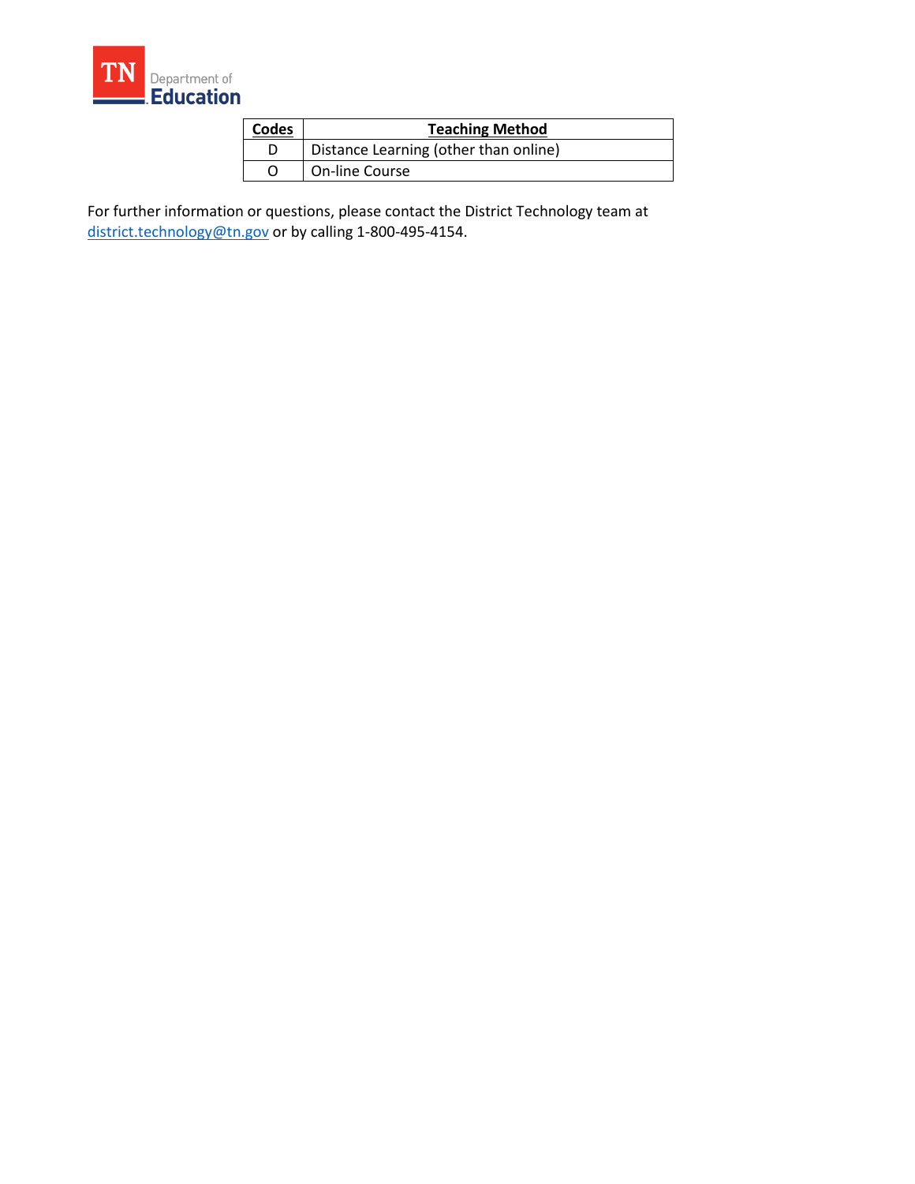| Codes | Teaching Method |
| --- | --- |
| D | Distance Learning (other than online) |
| O | On-line Course |

For further information or questions, please contact the District Technology team at [district.technology@tn.gov](mailto:district.technology@tn.gov) or by calling 1-800-495-4154.